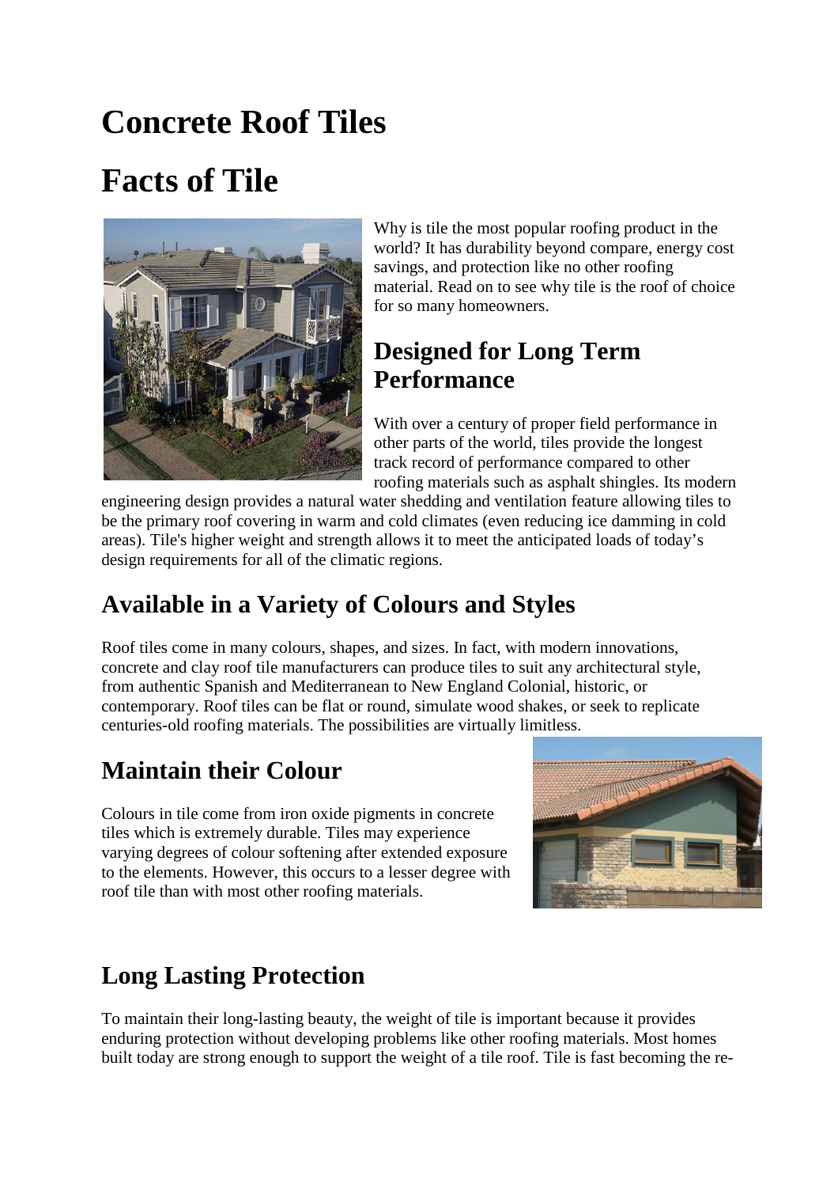# Concrete Roof Tiles

# Facts of Tile

Why is tile the most popular roofing product in the world? It has durability beyond compare, energy cost savings, and protection like no other roofing material. Read on to see why tile is the roof of choice for so many homeowners.

## Designed for Long Term Performance

With over a century of proper field performance in other parts of the world, tiles provide the longest track record of performance compared to other roofing materials such as asphalt shingles. Its modern engineering design provides a natural water shedding and ventilation feature allowing tiles to be the primary roof covering in warm and cold climates (even reducing ice damming in cold areas). Tile's higher weight and strength allows it to meet the anticipated loads of today's design requirements for all of the climatic regions.

## Available in a Variety of Colours and Styles

Roof tiles come in many colours, shapes, and sizes. In fact, with modern innovations, concrete and clay roof tile manufacturers can produce tiles to suit any architectural style, from authentic Spanish and Mediterranean to New England Colonial, historic, or contemporary. Roof tiles can be flat or round, simulate wood shakes, or seek to replicate centuries-old roofing materials. The possibilities are virtually limitless.

## Maintain their Colour

Colours in tile come from iron oxide pigments in concrete tiles which is extremely durable. Tiles may experience varying degrees of colour softening after extended exposure to the elements. However, this occurs to a lesser degree with roof tile than with most other roofing materials.

## Long Lasting Protection

To maintain their long-lasting beauty, the weight of tile is important because it provides enduring protection without developing problems like other roofing materials. Most homes built today are strong enough to support the weight of a tile roof. Tile is fast becoming the re-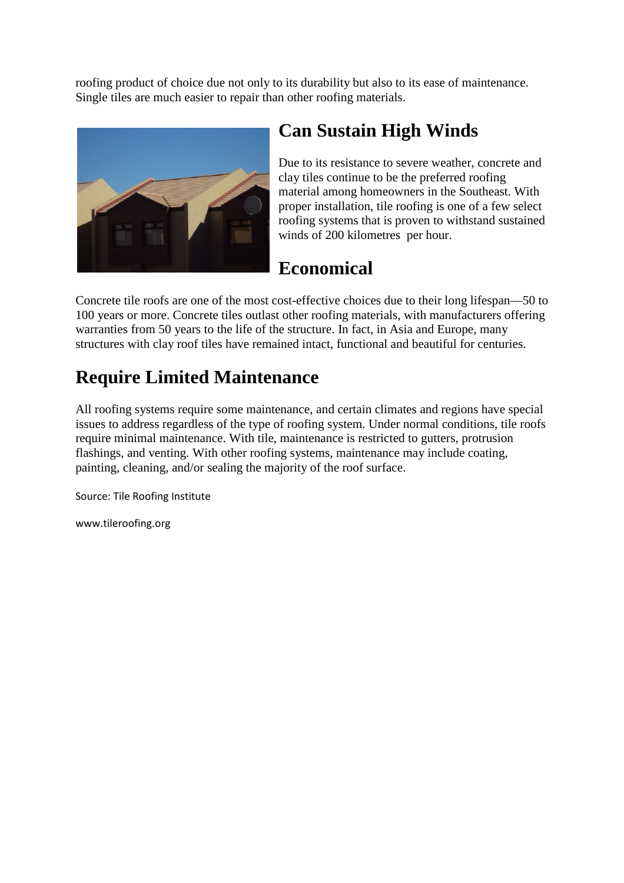roofing product of choice due not only to its durability but also to its ease of maintenance. Single tiles are much easier to repair than other roofing materials.

## Can Sustain High Winds

Due to its resistance to severe weather, concrete and clay tiles continue to be the preferred roofing material among homeowners in the Southeast. With proper installation, tile roofing is one of a few select roofing systems that is proven to withstand sustained winds of 200 kilometres per hour.

## Economical

Concrete tile roofs are one of the most cost-effective choices due to their long lifespan—50 to 100 years or more. Concrete tiles outlast other roofing materials, with manufacturers offering warranties from 50 years to the life of the structure. In fact, in Asia and Europe, many structures with clay roof tiles have remained intact, functional and beautiful for centuries.

## Require Limited Maintenance

All roofing systems require some maintenance, and certain climates and regions have special issues to address regardless of the type of roofing system. Under normal conditions, tile roofs require minimal maintenance. With tile, maintenance is restricted to gutters, protrusion flashings, and venting. With other roofing systems, maintenance may include coating, painting, cleaning, and/or sealing the majority of the roof surface.

Source: Tile Roofing Institute

www.tileroofing.org